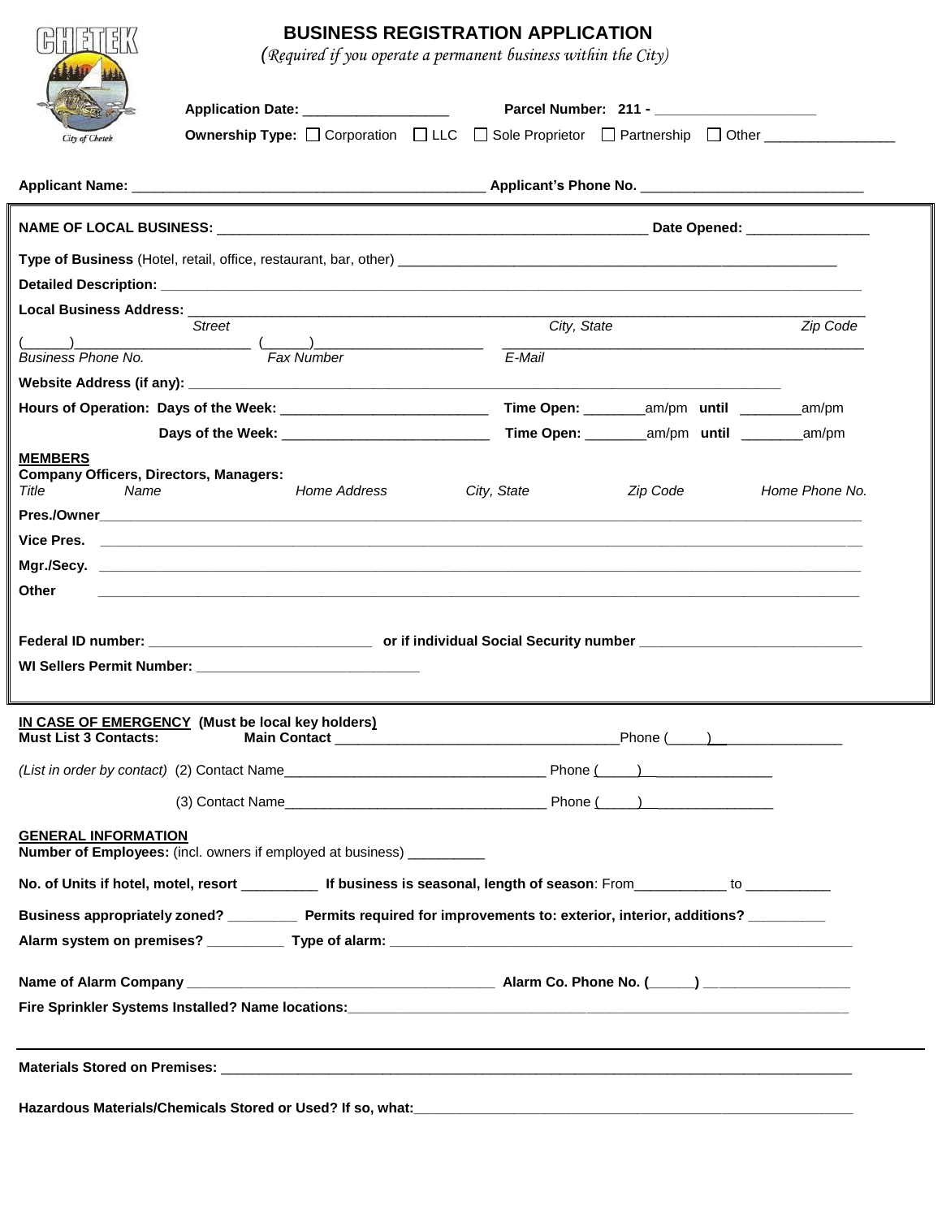CHETEK

City of Chetek

# BUSINESS REGISTRATION APPLICATION

*(Required if you operate a permanent business within the City)*

**Application Date:** ___________________ **Parcel Number: 211 -** _____________________

**Ownership Type:** ☐ Corporation ☐ LLC ☐ Sole Proprietor ☐ Partnership ☐ Other _________________

**Applicant Name:** _____________________________________________ **Applicant's Phone No.** ____________________________

**NAME OF LOCAL BUSINESS:** _______________________________________________________ **Date Opened:** ________________

**Type of Business** (Hotel, retail, office, restaurant, bar, other) ____________________________________________________________

**Detailed Description:** ______________________________________________________________________________________

**Local Business Address:** ____________________________________________________________________________________

*Street* *City, State* *Zip Code*

(______)________________________ (______)______________________ ____________________________________________

*Business Phone No.* *Fax Number* *E-Mail*

**Website Address (if any):** __________________________________________________________________________

**Hours of Operation: Days of the Week:** ___________________________ **Time Open:** ________am/pm **until** ________am/pm

**Days of the Week:** ___________________________ **Time Open:** ________am/pm **until** ________am/pm

**MEMBERS**

**Company Officers, Directors, Managers:**

| *Title* | *Name* | *Home Address* | *City, State* | *Zip Code* | *Home Phone No.* |
|---|---|---|---|---|---|
| **Pres./Owner** | | | | | |
| **Vice Pres.** | | | | | |
| **Mgr./Secy.** | | | | | |
| **Other** | | | | | |

**Federal ID number:** _____________________________ **or if individual Social Security number** _____________________________

**WI Sellers Permit Number:** _____________________________

**IN CASE OF EMERGENCY (Must be local key holders)**

**Must List 3 Contacts:** **Main Contact** ____________________________________Phone (_____)________________

*(List in order by contact)* (2) Contact Name__________________________________ Phone (_____)________________

(3) Contact Name__________________________________ Phone (_____)________________

**GENERAL INFORMATION**

**Number of Employees:** (incl. owners if employed at business) __________

**No. of Units if hotel, motel, resort** __________ **If business is seasonal, length of season**: From____________ to ___________

**Business appropriately zoned?** _________ **Permits required for improvements to: exterior, interior, additions?** __________

**Alarm system on premises?** __________ **Type of alarm:** _______________________________________________________________

**Name of Alarm Company** _______________________________________ **Alarm Co. Phone No. (______)** ___________________

**Fire Sprinkler Systems Installed? Name locations:**_____________________________________________________________________

**Materials Stored on Premises:** _________________________________________________________________________________

**Hazardous Materials/Chemicals Stored or Used? If so, what:**___________________________________________________________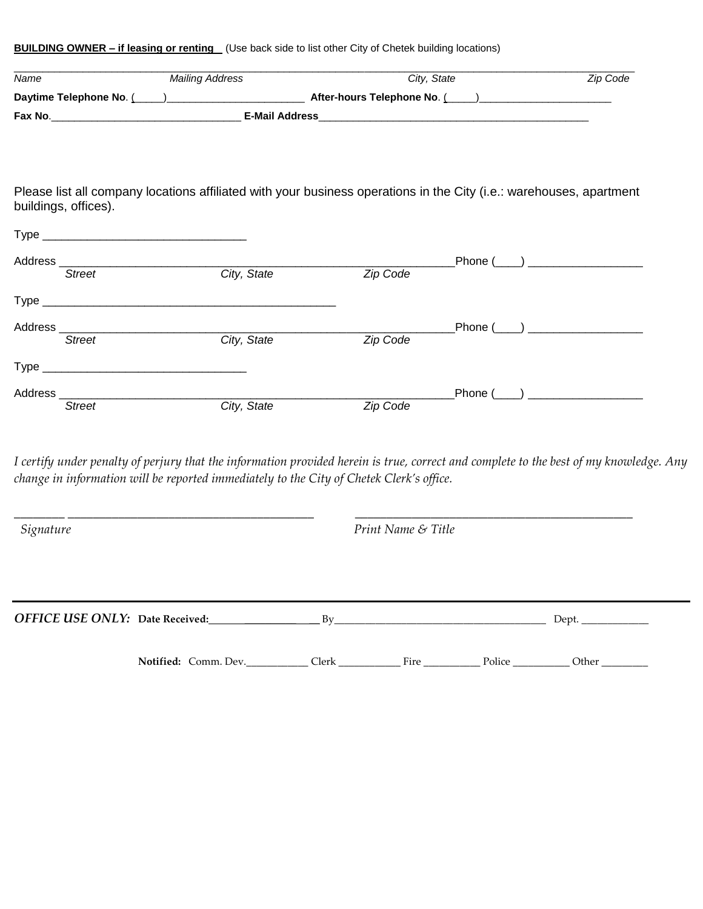**BUILDING OWNER – if leasing or renting** (Use back side to list other City of Chetek building locations)

_______________________________________________________________________________________________

*Name* *Mailing Address* *City, State* *Zip Code*

**Daytime Telephone No**. (_____)________________________ **After-hours Telephone No**. (_____)_______________________

**Fax No**.________________________________ **E-Mail Address**_______________________________________________

Please list all company locations affiliated with your business operations in the City (i.e.: warehouses, apartment buildings, offices).

Type ________________________________

Address ______________________________________________________________Phone (____) __________________

*Street* *City, State* *Zip Code*

Type ______________________________________________

Address ______________________________________________________________Phone (____) __________________

*Street* *City, State* *Zip Code*

Type ________________________________

Address ______________________________________________________________Phone (____) __________________

*Street* *City, State* *Zip Code*

*I certify under penalty of perjury that the information provided herein is true, correct and complete to the best of my knowledge. Any change in information will be reported immediately to the City of Chetek Clerk's office.*

________________________________________ ____________________________________________

*Signature* *Print Name & Title*

***OFFICE USE ONLY:*** **Date Received:**__________________ By________________________________________ Dept. _____________

**Notified:** Comm. Dev.___________ Clerk ___________ Fire __________ Police __________ Other ________